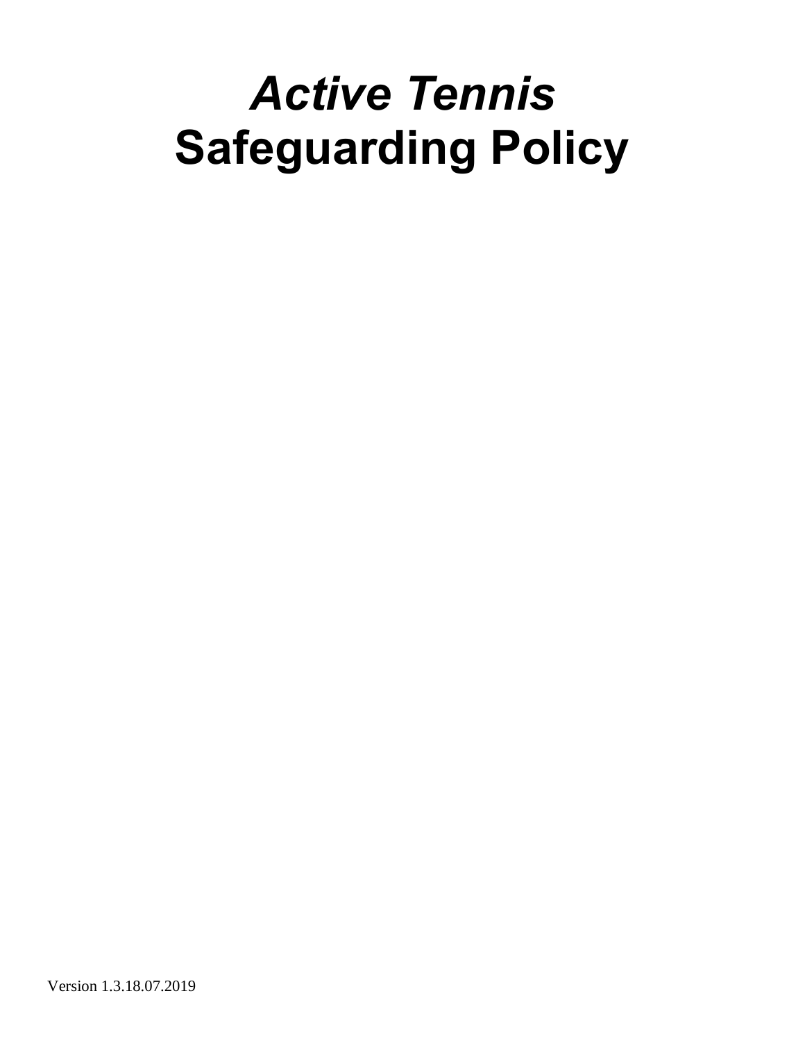# *Active Tennis* Safeguarding Policy

Version 1.3.18.07.2019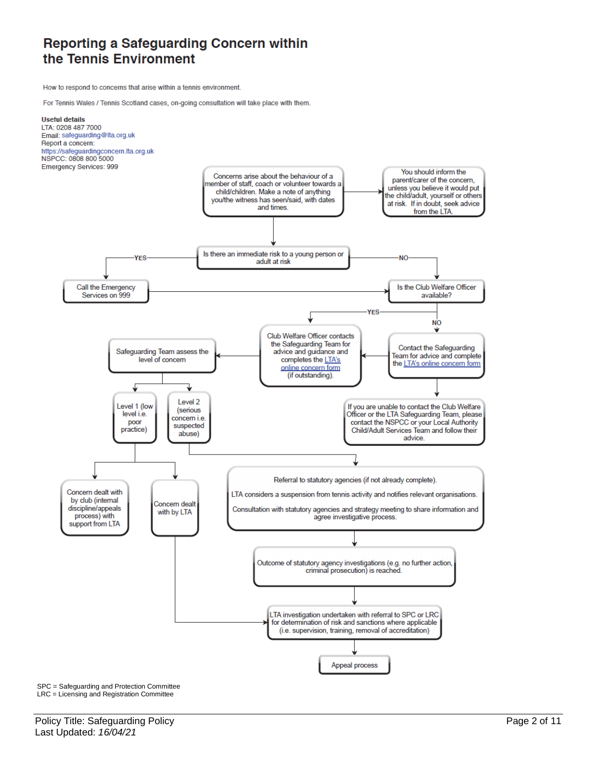# Reporting a Safeguarding Concern within the Tennis Environment

How to respond to concerns that arise within a tennis environment.

For Tennis Wales / Tennis Scotland cases, on-going consultation will take place with them.

**Useful details**
LTA: 0208 487 7000
Email: safeguarding@lta.org.uk
Report a concern:
https://safeguardingconcern.lta.org.uk
NSPCC: 0808 800 5000
Emergency Services: 999

Concerns arise about the behaviour of a member of staff, coach or volunteer towards a child/children. Make a note of anything you/the witness has seen/said, with dates and times.

You should inform the parent/carer of the concern, unless you believe it would put the child/adult, yourself or others at risk. If in doubt, seek advice from the LTA.

Is there an immediate risk to a young person or adult at risk

YES

Call the Emergency Services on 999

NO

Is the Club Welfare Officer available?

YES

Club Welfare Officer contacts the Safeguarding Team for advice and guidance and completes the LTA's online concern form (if outstanding).

NO

Contact the Safeguarding Team for advice and complete the LTA's online concern form

If you are unable to contact the Club Welfare Officer or the LTA Safeguarding Team, please contact the NSPCC or your Local Authority Child/Adult Services Team and follow their advice.

Safeguarding Team assess the level of concern

Level 1 (low level i.e. poor practice)

Level 2 (serious concern i.e. suspected abuse)

Concern dealt with by club (internal discipline/appeals process) with support from LTA

Concern dealt with by LTA

Referral to statutory agencies (if not already complete).

LTA considers a suspension from tennis activity and notifies relevant organisations.

Consultation with statutory agencies and strategy meeting to share information and agree investigative process.

Outcome of statutory agency investigations (e.g. no further action, criminal prosecution) is reached.

LTA investigation undertaken with referral to SPC or LRC for determination of risk and sanctions where applicable (i.e. supervision, training, removal of accreditation)

Appeal process

SPC = Safeguarding and Protection Committee
LRC = Licensing and Registration Committee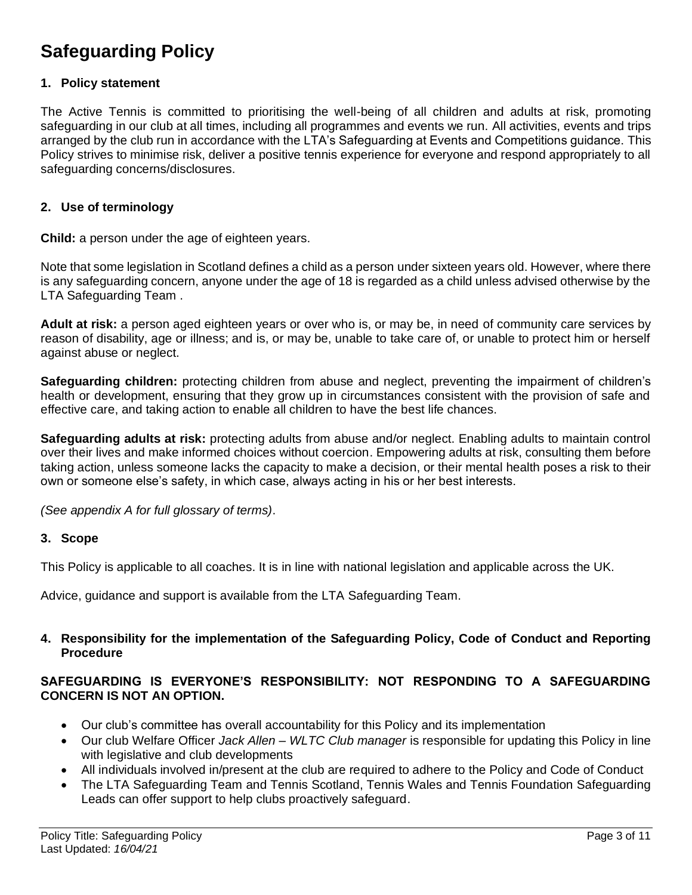# Safeguarding Policy

## 1. Policy statement

The Active Tennis is committed to prioritising the well-being of all children and adults at risk, promoting safeguarding in our club at all times, including all programmes and events we run. All activities, events and trips arranged by the club run in accordance with the LTA's Safeguarding at Events and Competitions guidance. This Policy strives to minimise risk, deliver a positive tennis experience for everyone and respond appropriately to all safeguarding concerns/disclosures.

## 2. Use of terminology

**Child:** a person under the age of eighteen years.

Note that some legislation in Scotland defines a child as a person under sixteen years old. However, where there is any safeguarding concern, anyone under the age of 18 is regarded as a child unless advised otherwise by the LTA Safeguarding Team .

**Adult at risk:** a person aged eighteen years or over who is, or may be, in need of community care services by reason of disability, age or illness; and is, or may be, unable to take care of, or unable to protect him or herself against abuse or neglect.

**Safeguarding children:** protecting children from abuse and neglect, preventing the impairment of children's health or development, ensuring that they grow up in circumstances consistent with the provision of safe and effective care, and taking action to enable all children to have the best life chances.

**Safeguarding adults at risk:** protecting adults from abuse and/or neglect. Enabling adults to maintain control over their lives and make informed choices without coercion. Empowering adults at risk, consulting them before taking action, unless someone lacks the capacity to make a decision, or their mental health poses a risk to their own or someone else's safety, in which case, always acting in his or her best interests.

*(See appendix A for full glossary of terms)*.

## 3. Scope

This Policy is applicable to all coaches. It is in line with national legislation and applicable across the UK.

Advice, guidance and support is available from the LTA Safeguarding Team.

## 4. Responsibility for the implementation of the Safeguarding Policy, Code of Conduct and Reporting Procedure

**SAFEGUARDING IS EVERYONE'S RESPONSIBILITY: NOT RESPONDING TO A SAFEGUARDING CONCERN IS NOT AN OPTION.**

- Our club's committee has overall accountability for this Policy and its implementation
- Our club Welfare Officer *Jack Allen – WLTC Club manager* is responsible for updating this Policy in line with legislative and club developments
- All individuals involved in/present at the club are required to adhere to the Policy and Code of Conduct
- The LTA Safeguarding Team and Tennis Scotland, Tennis Wales and Tennis Foundation Safeguarding Leads can offer support to help clubs proactively safeguard.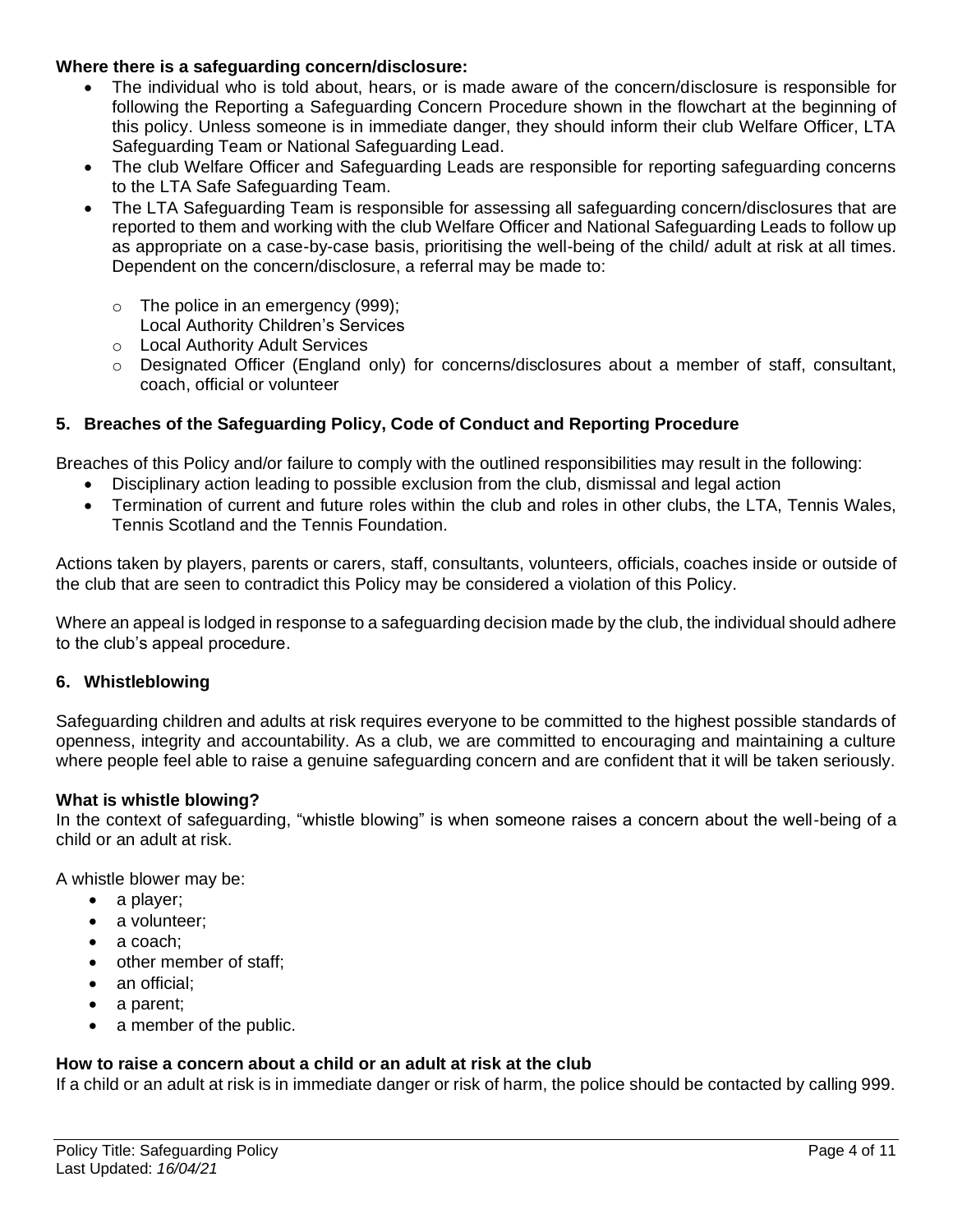**Where there is a safeguarding concern/disclosure:**

- The individual who is told about, hears, or is made aware of the concern/disclosure is responsible for following the Reporting a Safeguarding Concern Procedure shown in the flowchart at the beginning of this policy. Unless someone is in immediate danger, they should inform their club Welfare Officer, LTA Safeguarding Team or National Safeguarding Lead.
- The club Welfare Officer and Safeguarding Leads are responsible for reporting safeguarding concerns to the LTA Safe Safeguarding Team.
- The LTA Safeguarding Team is responsible for assessing all safeguarding concern/disclosures that are reported to them and working with the club Welfare Officer and National Safeguarding Leads to follow up as appropriate on a case-by-case basis, prioritising the well-being of the child/ adult at risk at all times. Dependent on the concern/disclosure, a referral may be made to:
    - The police in an emergency (999);
      Local Authority Children's Services
    - Local Authority Adult Services
    - Designated Officer (England only) for concerns/disclosures about a member of staff, consultant, coach, official or volunteer

## 5. Breaches of the Safeguarding Policy, Code of Conduct and Reporting Procedure

Breaches of this Policy and/or failure to comply with the outlined responsibilities may result in the following:

- Disciplinary action leading to possible exclusion from the club, dismissal and legal action
- Termination of current and future roles within the club and roles in other clubs, the LTA, Tennis Wales, Tennis Scotland and the Tennis Foundation.

Actions taken by players, parents or carers, staff, consultants, volunteers, officials, coaches inside or outside of the club that are seen to contradict this Policy may be considered a violation of this Policy.

Where an appeal is lodged in response to a safeguarding decision made by the club, the individual should adhere to the club's appeal procedure.

## 6. Whistleblowing

Safeguarding children and adults at risk requires everyone to be committed to the highest possible standards of openness, integrity and accountability. As a club, we are committed to encouraging and maintaining a culture where people feel able to raise a genuine safeguarding concern and are confident that it will be taken seriously.

**What is whistle blowing?**

In the context of safeguarding, "whistle blowing" is when someone raises a concern about the well-being of a child or an adult at risk.

A whistle blower may be:

- a player;
- a volunteer;
- a coach;
- other member of staff;
- an official;
- a parent;
- a member of the public.

**How to raise a concern about a child or an adult at risk at the club**

If a child or an adult at risk is in immediate danger or risk of harm, the police should be contacted by calling 999.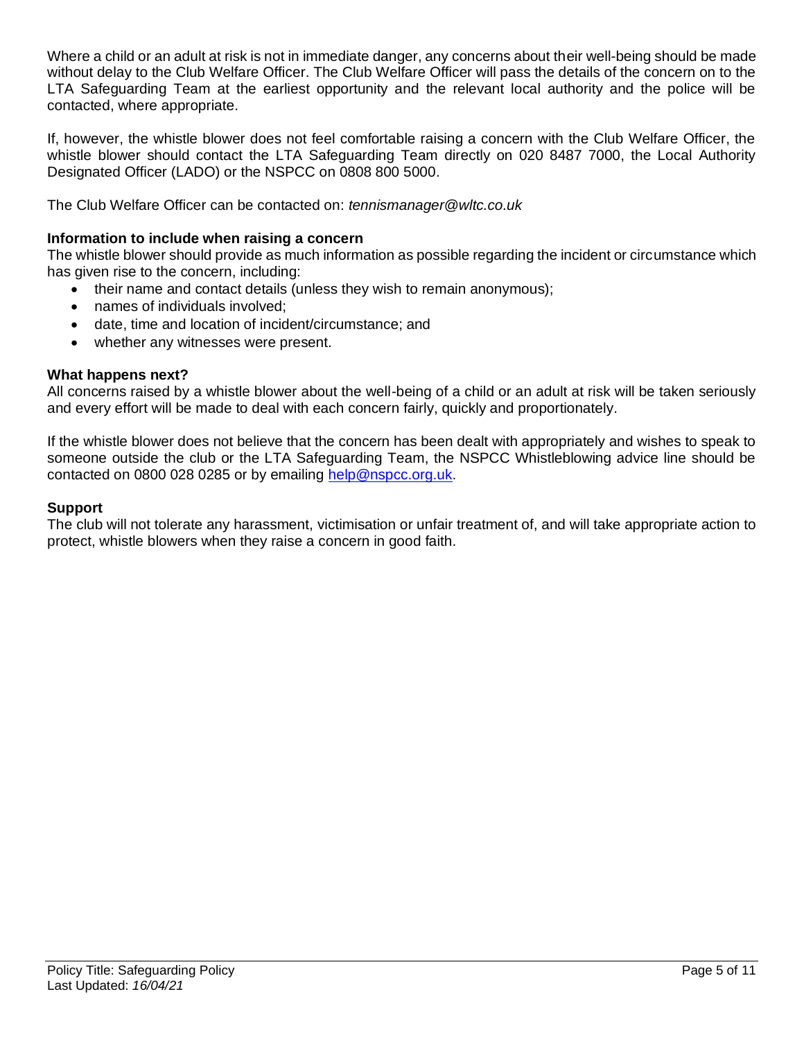Where a child or an adult at risk is not in immediate danger, any concerns about their well-being should be made without delay to the Club Welfare Officer. The Club Welfare Officer will pass the details of the concern on to the LTA Safeguarding Team at the earliest opportunity and the relevant local authority and the police will be contacted, where appropriate.

If, however, the whistle blower does not feel comfortable raising a concern with the Club Welfare Officer, the whistle blower should contact the LTA Safeguarding Team directly on 020 8487 7000, the Local Authority Designated Officer (LADO) or the NSPCC on 0808 800 5000.

The Club Welfare Officer can be contacted on: *tennismanager@wltc.co.uk*

**Information to include when raising a concern**

The whistle blower should provide as much information as possible regarding the incident or circumstance which has given rise to the concern, including:

- their name and contact details (unless they wish to remain anonymous);
- names of individuals involved;
- date, time and location of incident/circumstance; and
- whether any witnesses were present.

**What happens next?**

All concerns raised by a whistle blower about the well-being of a child or an adult at risk will be taken seriously and every effort will be made to deal with each concern fairly, quickly and proportionately.

If the whistle blower does not believe that the concern has been dealt with appropriately and wishes to speak to someone outside the club or the LTA Safeguarding Team, the NSPCC Whistleblowing advice line should be contacted on 0800 028 0285 or by emailing help@nspcc.org.uk.

**Support**

The club will not tolerate any harassment, victimisation or unfair treatment of, and will take appropriate action to protect, whistle blowers when they raise a concern in good faith.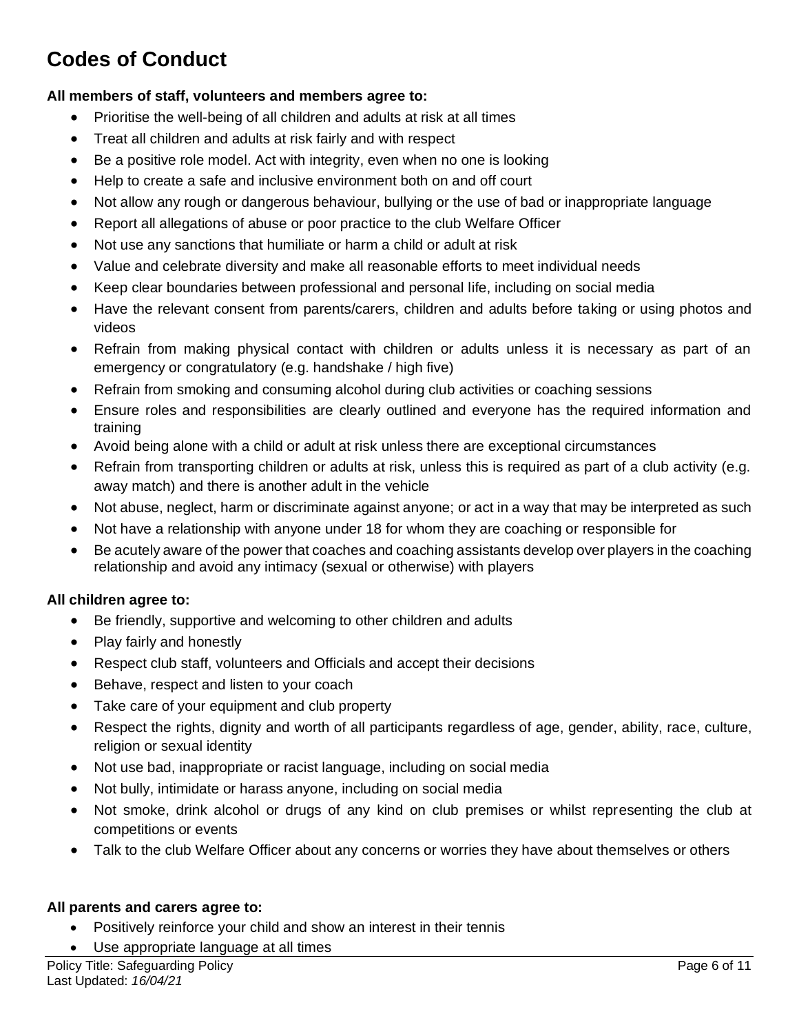# Codes of Conduct

**All members of staff, volunteers and members agree to:**

- Prioritise the well-being of all children and adults at risk at all times
- Treat all children and adults at risk fairly and with respect
- Be a positive role model. Act with integrity, even when no one is looking
- Help to create a safe and inclusive environment both on and off court
- Not allow any rough or dangerous behaviour, bullying or the use of bad or inappropriate language
- Report all allegations of abuse or poor practice to the club Welfare Officer
- Not use any sanctions that humiliate or harm a child or adult at risk
- Value and celebrate diversity and make all reasonable efforts to meet individual needs
- Keep clear boundaries between professional and personal life, including on social media
- Have the relevant consent from parents/carers, children and adults before taking or using photos and videos
- Refrain from making physical contact with children or adults unless it is necessary as part of an emergency or congratulatory (e.g. handshake / high five)
- Refrain from smoking and consuming alcohol during club activities or coaching sessions
- Ensure roles and responsibilities are clearly outlined and everyone has the required information and training
- Avoid being alone with a child or adult at risk unless there are exceptional circumstances
- Refrain from transporting children or adults at risk, unless this is required as part of a club activity (e.g. away match) and there is another adult in the vehicle
- Not abuse, neglect, harm or discriminate against anyone; or act in a way that may be interpreted as such
- Not have a relationship with anyone under 18 for whom they are coaching or responsible for
- Be acutely aware of the power that coaches and coaching assistants develop over players in the coaching relationship and avoid any intimacy (sexual or otherwise) with players

**All children agree to:**

- Be friendly, supportive and welcoming to other children and adults
- Play fairly and honestly
- Respect club staff, volunteers and Officials and accept their decisions
- Behave, respect and listen to your coach
- Take care of your equipment and club property
- Respect the rights, dignity and worth of all participants regardless of age, gender, ability, race, culture, religion or sexual identity
- Not use bad, inappropriate or racist language, including on social media
- Not bully, intimidate or harass anyone, including on social media
- Not smoke, drink alcohol or drugs of any kind on club premises or whilst representing the club at competitions or events
- Talk to the club Welfare Officer about any concerns or worries they have about themselves or others

**All parents and carers agree to:**

- Positively reinforce your child and show an interest in their tennis
- Use appropriate language at all times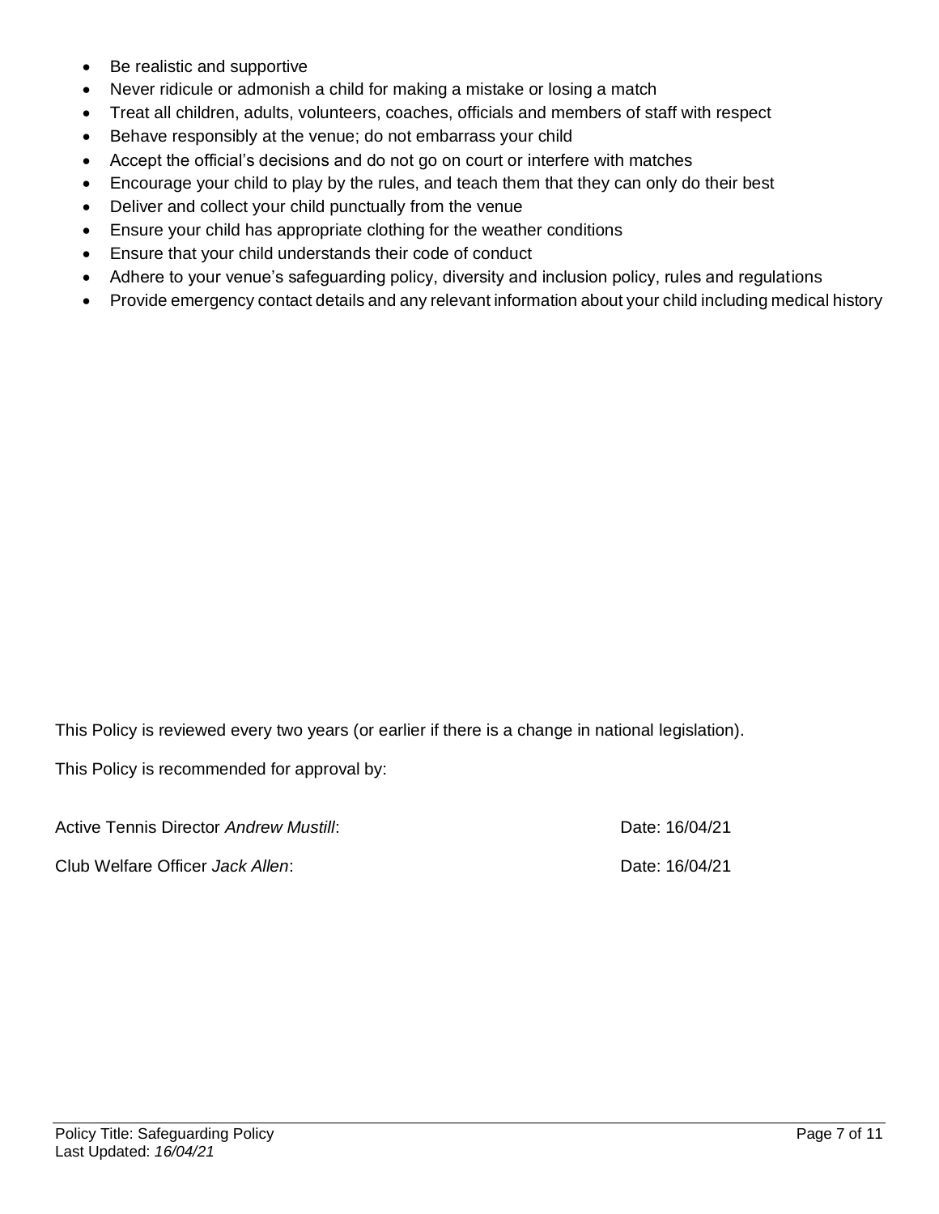- Be realistic and supportive
- Never ridicule or admonish a child for making a mistake or losing a match
- Treat all children, adults, volunteers, coaches, officials and members of staff with respect
- Behave responsibly at the venue; do not embarrass your child
- Accept the official's decisions and do not go on court or interfere with matches
- Encourage your child to play by the rules, and teach them that they can only do their best
- Deliver and collect your child punctually from the venue
- Ensure your child has appropriate clothing for the weather conditions
- Ensure that your child understands their code of conduct
- Adhere to your venue's safeguarding policy, diversity and inclusion policy, rules and regulations
- Provide emergency contact details and any relevant information about your child including medical history

This Policy is reviewed every two years (or earlier if there is a change in national legislation).

This Policy is recommended for approval by:

Active Tennis Director *Andrew Mustill*: Date: 16/04/21

Club Welfare Officer *Jack Allen*: Date: 16/04/21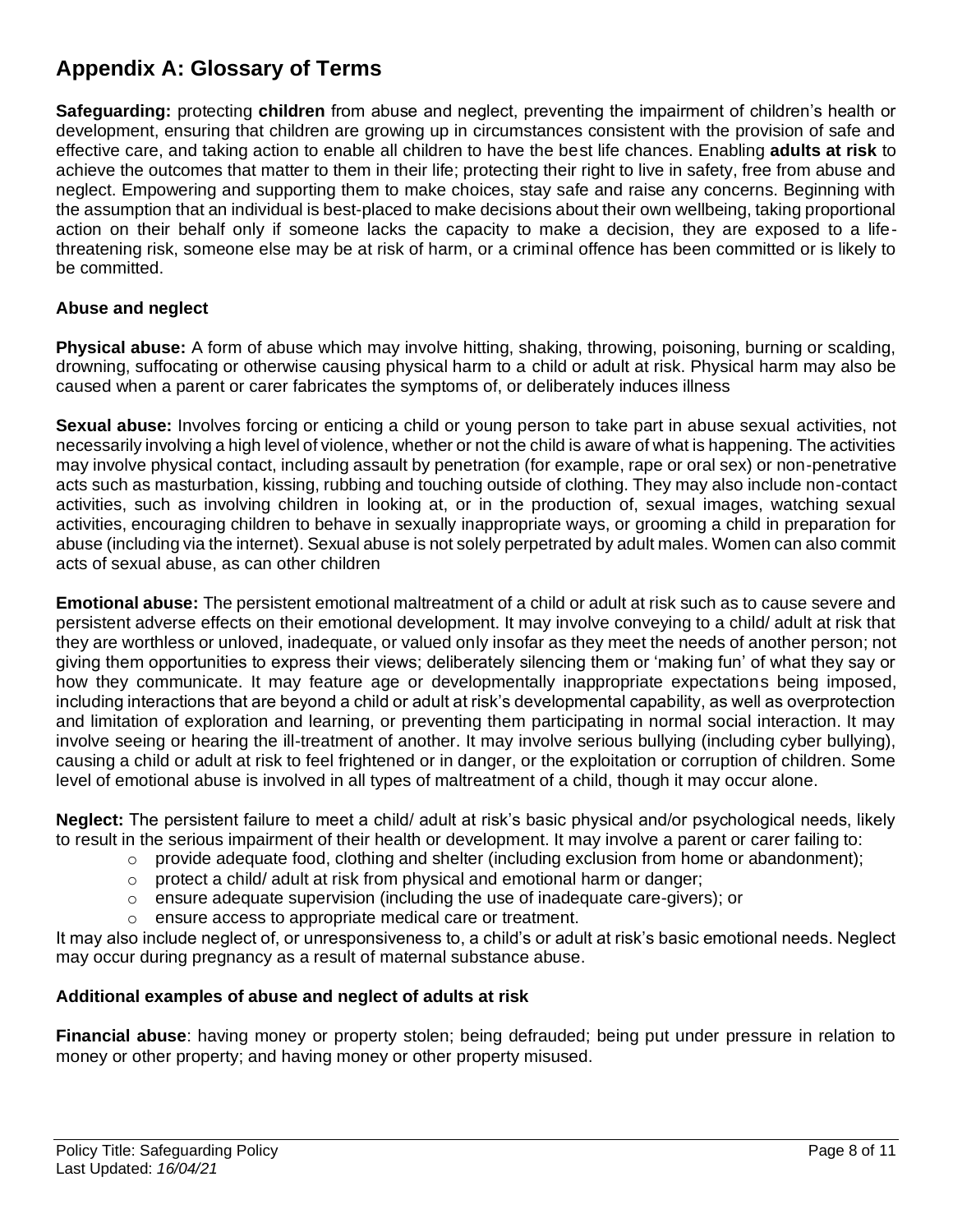# Appendix A: Glossary of Terms

**Safeguarding:** protecting **children** from abuse and neglect, preventing the impairment of children's health or development, ensuring that children are growing up in circumstances consistent with the provision of safe and effective care, and taking action to enable all children to have the best life chances. Enabling **adults at risk** to achieve the outcomes that matter to them in their life; protecting their right to live in safety, free from abuse and neglect. Empowering and supporting them to make choices, stay safe and raise any concerns. Beginning with the assumption that an individual is best-placed to make decisions about their own wellbeing, taking proportional action on their behalf only if someone lacks the capacity to make a decision, they are exposed to a life-threatening risk, someone else may be at risk of harm, or a criminal offence has been committed or is likely to be committed.

### Abuse and neglect

**Physical abuse:** A form of abuse which may involve hitting, shaking, throwing, poisoning, burning or scalding, drowning, suffocating or otherwise causing physical harm to a child or adult at risk. Physical harm may also be caused when a parent or carer fabricates the symptoms of, or deliberately induces illness

**Sexual abuse:** Involves forcing or enticing a child or young person to take part in abuse sexual activities, not necessarily involving a high level of violence, whether or not the child is aware of what is happening. The activities may involve physical contact, including assault by penetration (for example, rape or oral sex) or non-penetrative acts such as masturbation, kissing, rubbing and touching outside of clothing. They may also include non-contact activities, such as involving children in looking at, or in the production of, sexual images, watching sexual activities, encouraging children to behave in sexually inappropriate ways, or grooming a child in preparation for abuse (including via the internet). Sexual abuse is not solely perpetrated by adult males. Women can also commit acts of sexual abuse, as can other children

**Emotional abuse:** The persistent emotional maltreatment of a child or adult at risk such as to cause severe and persistent adverse effects on their emotional development. It may involve conveying to a child/ adult at risk that they are worthless or unloved, inadequate, or valued only insofar as they meet the needs of another person; not giving them opportunities to express their views; deliberately silencing them or 'making fun' of what they say or how they communicate. It may feature age or developmentally inappropriate expectations being imposed, including interactions that are beyond a child or adult at risk's developmental capability, as well as overprotection and limitation of exploration and learning, or preventing them participating in normal social interaction. It may involve seeing or hearing the ill-treatment of another. It may involve serious bullying (including cyber bullying), causing a child or adult at risk to feel frightened or in danger, or the exploitation or corruption of children. Some level of emotional abuse is involved in all types of maltreatment of a child, though it may occur alone.

**Neglect:** The persistent failure to meet a child/ adult at risk's basic physical and/or psychological needs, likely to result in the serious impairment of their health or development. It may involve a parent or carer failing to:

- provide adequate food, clothing and shelter (including exclusion from home or abandonment);
- protect a child/ adult at risk from physical and emotional harm or danger;
- ensure adequate supervision (including the use of inadequate care-givers); or
- ensure access to appropriate medical care or treatment.

It may also include neglect of, or unresponsiveness to, a child's or adult at risk's basic emotional needs. Neglect may occur during pregnancy as a result of maternal substance abuse.

### Additional examples of abuse and neglect of adults at risk

**Financial abuse**: having money or property stolen; being defrauded; being put under pressure in relation to money or other property; and having money or other property misused.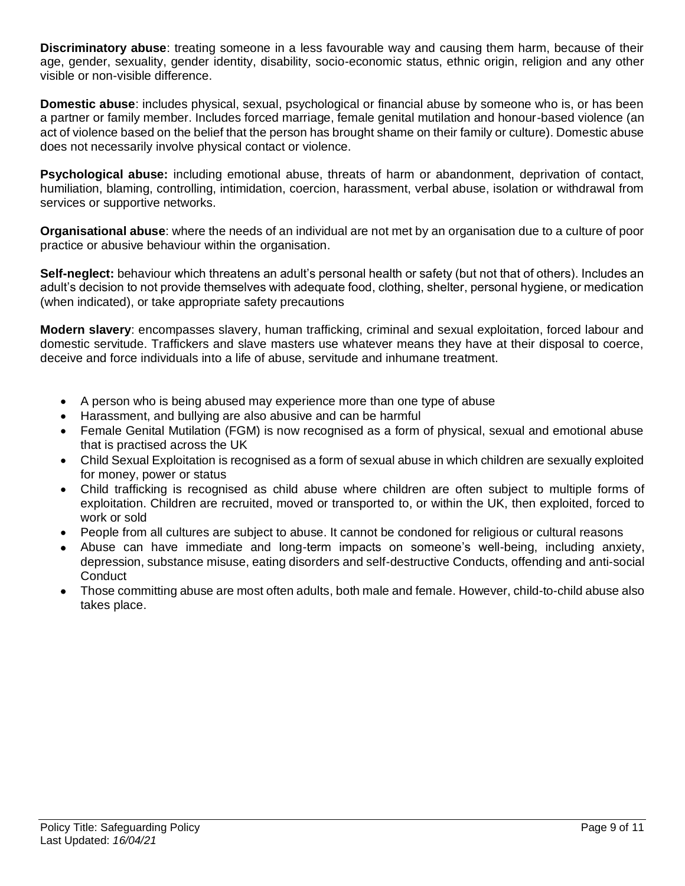**Discriminatory abuse**: treating someone in a less favourable way and causing them harm, because of their age, gender, sexuality, gender identity, disability, socio-economic status, ethnic origin, religion and any other visible or non-visible difference.

**Domestic abuse**: includes physical, sexual, psychological or financial abuse by someone who is, or has been a partner or family member. Includes forced marriage, female genital mutilation and honour-based violence (an act of violence based on the belief that the person has brought shame on their family or culture). Domestic abuse does not necessarily involve physical contact or violence.

**Psychological abuse:** including emotional abuse, threats of harm or abandonment, deprivation of contact, humiliation, blaming, controlling, intimidation, coercion, harassment, verbal abuse, isolation or withdrawal from services or supportive networks.

**Organisational abuse**: where the needs of an individual are not met by an organisation due to a culture of poor practice or abusive behaviour within the organisation.

**Self-neglect:** behaviour which threatens an adult's personal health or safety (but not that of others). Includes an adult's decision to not provide themselves with adequate food, clothing, shelter, personal hygiene, or medication (when indicated), or take appropriate safety precautions

**Modern slavery**: encompasses slavery, human trafficking, criminal and sexual exploitation, forced labour and domestic servitude. Traffickers and slave masters use whatever means they have at their disposal to coerce, deceive and force individuals into a life of abuse, servitude and inhumane treatment.

- A person who is being abused may experience more than one type of abuse
- Harassment, and bullying are also abusive and can be harmful
- Female Genital Mutilation (FGM) is now recognised as a form of physical, sexual and emotional abuse that is practised across the UK
- Child Sexual Exploitation is recognised as a form of sexual abuse in which children are sexually exploited for money, power or status
- Child trafficking is recognised as child abuse where children are often subject to multiple forms of exploitation. Children are recruited, moved or transported to, or within the UK, then exploited, forced to work or sold
- People from all cultures are subject to abuse. It cannot be condoned for religious or cultural reasons
- Abuse can have immediate and long-term impacts on someone's well-being, including anxiety, depression, substance misuse, eating disorders and self-destructive Conducts, offending and anti-social Conduct
- Those committing abuse are most often adults, both male and female. However, child-to-child abuse also takes place.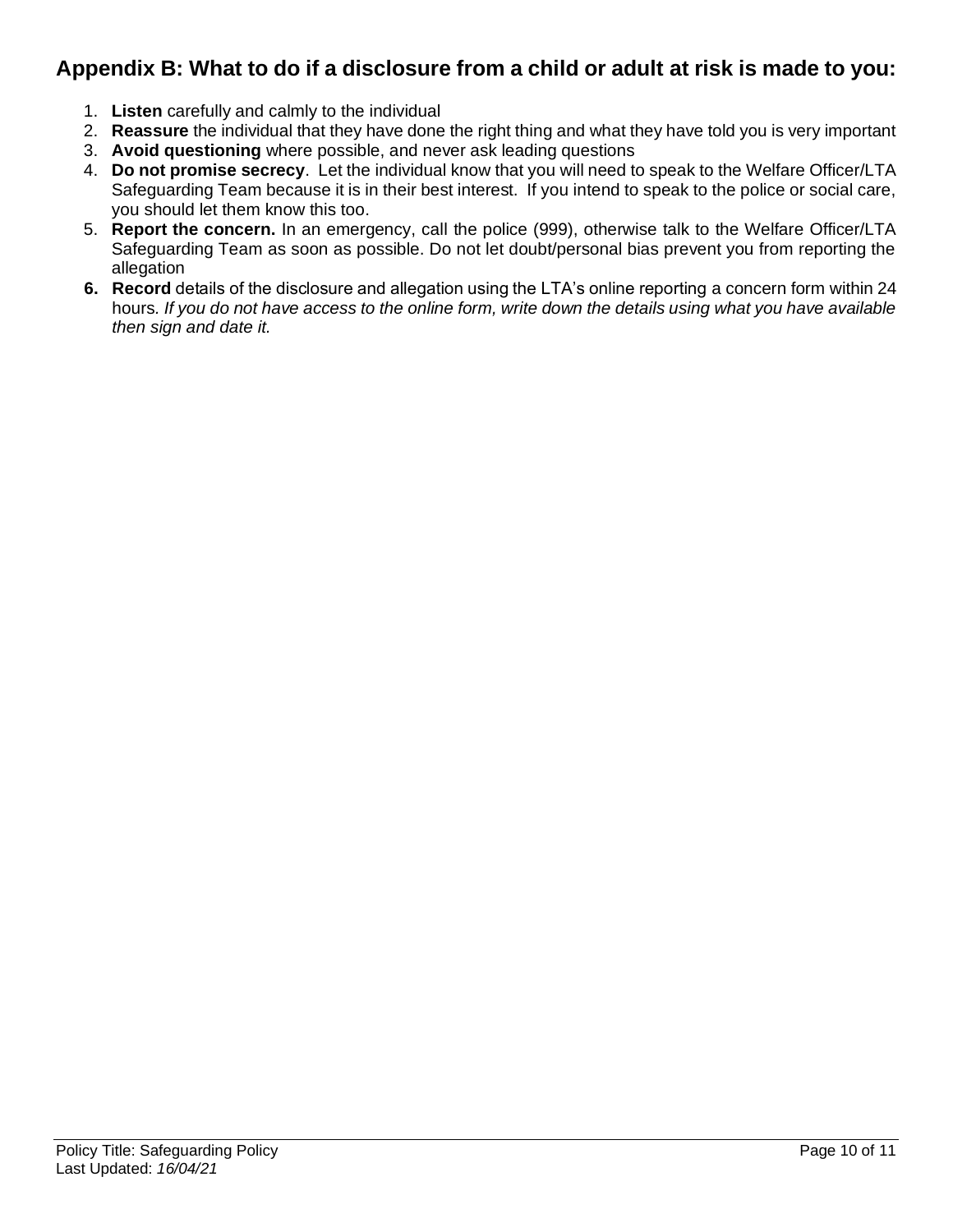## Appendix B: What to do if a disclosure from a child or adult at risk is made to you:

1. **Listen** carefully and calmly to the individual
2. **Reassure** the individual that they have done the right thing and what they have told you is very important
3. **Avoid questioning** where possible, and never ask leading questions
4. **Do not promise secrecy**. Let the individual know that you will need to speak to the Welfare Officer/LTA Safeguarding Team because it is in their best interest. If you intend to speak to the police or social care, you should let them know this too.
5. **Report the concern.** In an emergency, call the police (999), otherwise talk to the Welfare Officer/LTA Safeguarding Team as soon as possible. Do not let doubt/personal bias prevent you from reporting the allegation
6. **Record** details of the disclosure and allegation using the LTA's online reporting a concern form within 24 hours. *If you do not have access to the online form, write down the details using what you have available then sign and date it.*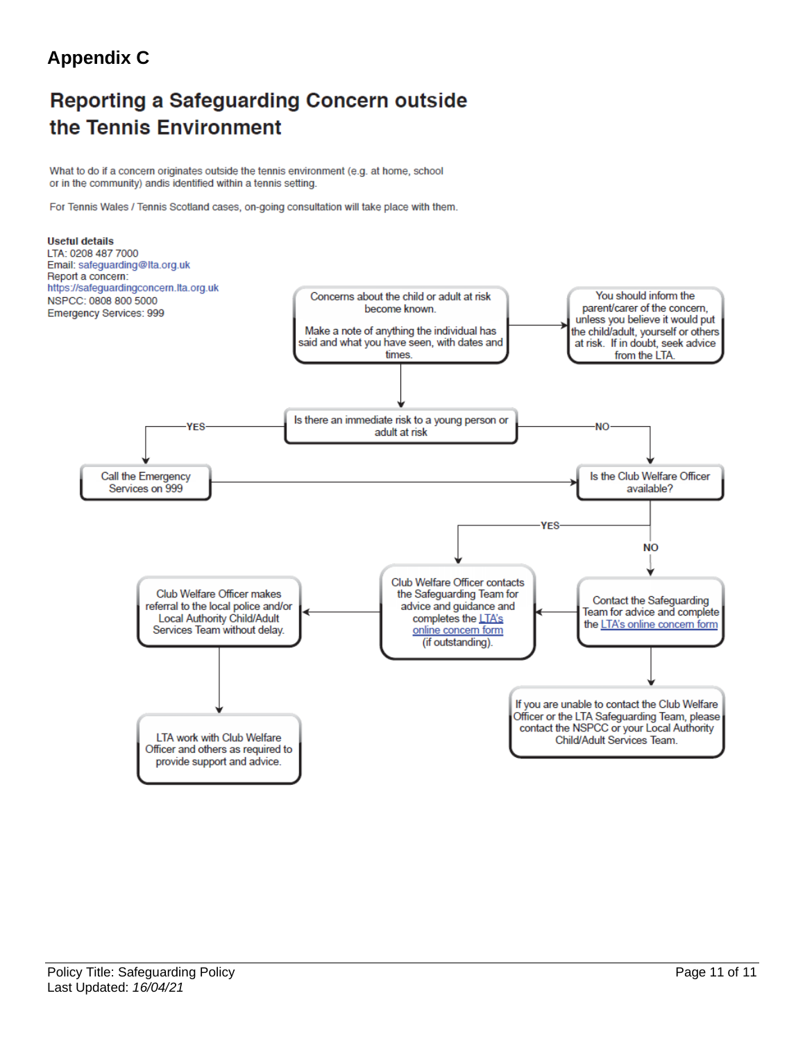## Appendix C

# Reporting a Safeguarding Concern outside the Tennis Environment

What to do if a concern originates outside the tennis environment (e.g. at home, school or in the community) andis identified within a tennis setting.

For Tennis Wales / Tennis Scotland cases, on-going consultation will take place with them.

**Useful details**
LTA: 0208 487 7000
Email: safeguarding@lta.org.uk
Report a concern:
https://safeguardingconcern.lta.org.uk
NSPCC: 0808 800 5000
Emergency Services: 999

Concerns about the child or adult at risk become known.

Make a note of anything the individual has said and what you have seen, with dates and times.

You should inform the parent/carer of the concern, unless you believe it would put the child/adult, yourself or others at risk. If in doubt, seek advice from the LTA.

Is there an immediate risk to a young person or adult at risk

YES

Call the Emergency Services on 999

NO

Is the Club Welfare Officer available?

YES

Club Welfare Officer contacts the Safeguarding Team for advice and guidance and completes the LTA's online concern form (if outstanding).

NO

Contact the Safeguarding Team for advice and complete the LTA's online concern form

Club Welfare Officer makes referral to the local police and/or Local Authority Child/Adult Services Team without delay.

LTA work with Club Welfare Officer and others as required to provide support and advice.

If you are unable to contact the Club Welfare Officer or the LTA Safeguarding Team, please contact the NSPCC or your Local Authority Child/Adult Services Team.

Policy Title: Safeguarding Policy
Last Updated: *16/04/21*